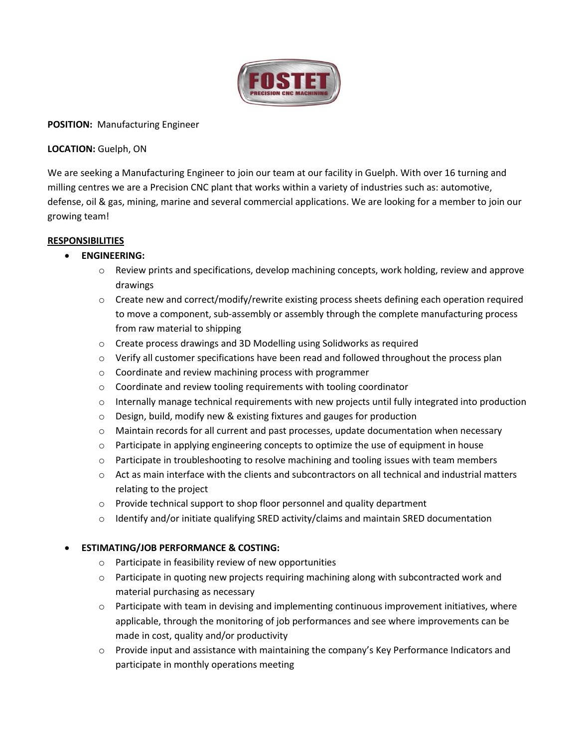**POSITION:** Manufacturing Engineer

**LOCATION:** Guelph, ON

We are seeking a Manufacturing Engineer to join our team at our facility in Guelph. With over 16 turning and milling centres we are a Precision CNC plant that works within a variety of industries such as: automotive, defense, oil & gas, mining, marine and several commercial applications. We are looking for a member to join our growing team!

**RESPONSIBILITIES**

- **ENGINEERING:**
  - Review prints and specifications, develop machining concepts, work holding, review and approve drawings
  - Create new and correct/modify/rewrite existing process sheets defining each operation required to move a component, sub-assembly or assembly through the complete manufacturing process from raw material to shipping
  - Create process drawings and 3D Modelling using Solidworks as required
  - Verify all customer specifications have been read and followed throughout the process plan
  - Coordinate and review machining process with programmer
  - Coordinate and review tooling requirements with tooling coordinator
  - Internally manage technical requirements with new projects until fully integrated into production
  - Design, build, modify new & existing fixtures and gauges for production
  - Maintain records for all current and past processes, update documentation when necessary
  - Participate in applying engineering concepts to optimize the use of equipment in house
  - Participate in troubleshooting to resolve machining and tooling issues with team members
  - Act as main interface with the clients and subcontractors on all technical and industrial matters relating to the project
  - Provide technical support to shop floor personnel and quality department
  - Identify and/or initiate qualifying SRED activity/claims and maintain SRED documentation

- **ESTIMATING/JOB PERFORMANCE & COSTING:**
  - Participate in feasibility review of new opportunities
  - Participate in quoting new projects requiring machining along with subcontracted work and material purchasing as necessary
  - Participate with team in devising and implementing continuous improvement initiatives, where applicable, through the monitoring of job performances and see where improvements can be made in cost, quality and/or productivity
  - Provide input and assistance with maintaining the company's Key Performance Indicators and participate in monthly operations meeting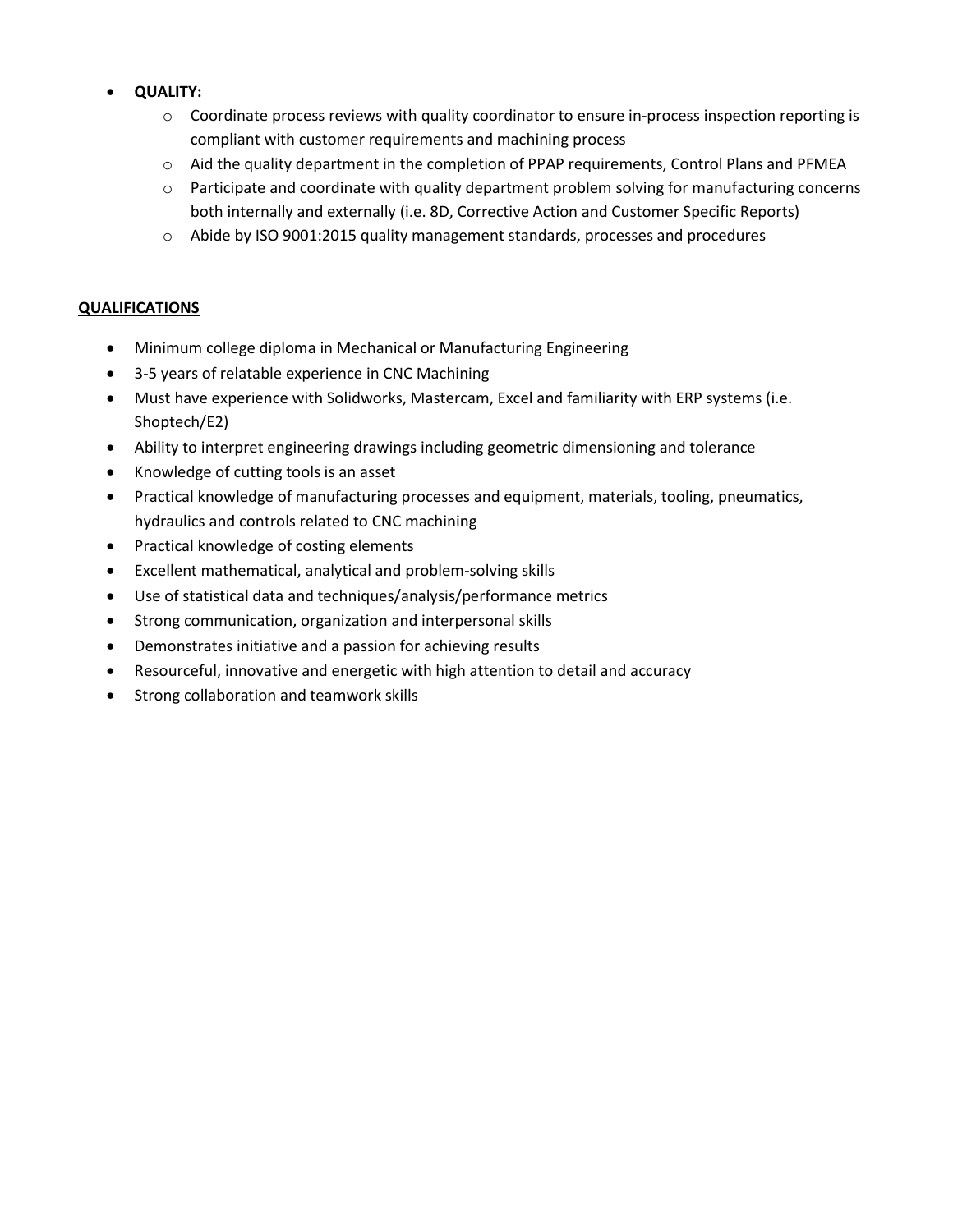- **QUALITY:**
  - Coordinate process reviews with quality coordinator to ensure in-process inspection reporting is compliant with customer requirements and machining process
  - Aid the quality department in the completion of PPAP requirements, Control Plans and PFMEA
  - Participate and coordinate with quality department problem solving for manufacturing concerns both internally and externally (i.e. 8D, Corrective Action and Customer Specific Reports)
  - Abide by ISO 9001:2015 quality management standards, processes and procedures

## QUALIFICATIONS

- Minimum college diploma in Mechanical or Manufacturing Engineering
- 3-5 years of relatable experience in CNC Machining
- Must have experience with Solidworks, Mastercam, Excel and familiarity with ERP systems (i.e. Shoptech/E2)
- Ability to interpret engineering drawings including geometric dimensioning and tolerance
- Knowledge of cutting tools is an asset
- Practical knowledge of manufacturing processes and equipment, materials, tooling, pneumatics, hydraulics and controls related to CNC machining
- Practical knowledge of costing elements
- Excellent mathematical, analytical and problem-solving skills
- Use of statistical data and techniques/analysis/performance metrics
- Strong communication, organization and interpersonal skills
- Demonstrates initiative and a passion for achieving results
- Resourceful, innovative and energetic with high attention to detail and accuracy
- Strong collaboration and teamwork skills